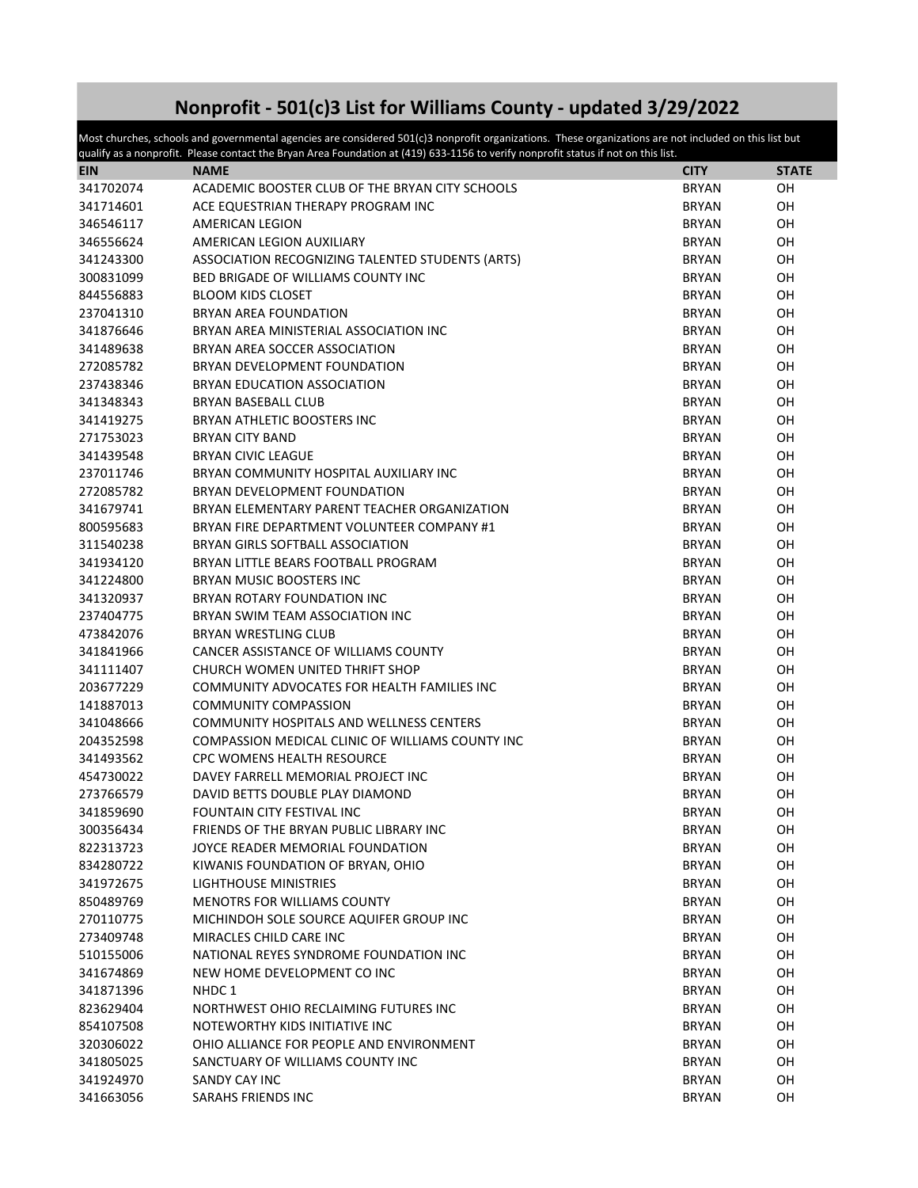# Nonprofit - 501(c)3 List for Williams County - updated 3/29/2022

Most churches, schools and governmental agencies are considered 501(c)3 nonprofit organizations. These organizations are not included on this list but qualify as a nonprofit. Please contact the Bryan Area Foundation at (419) 633-1156 to verify nonprofit status if not on this list.

| EIN | NAME | CITY | STATE |
|---|---|---|---|
| 341702074 | ACADEMIC BOOSTER CLUB OF THE BRYAN CITY SCHOOLS | BRYAN | OH |
| 341714601 | ACE EQUESTRIAN THERAPY PROGRAM INC | BRYAN | OH |
| 346546117 | AMERICAN LEGION | BRYAN | OH |
| 346556624 | AMERICAN LEGION AUXILIARY | BRYAN | OH |
| 341243300 | ASSOCIATION RECOGNIZING TALENTED STUDENTS (ARTS) | BRYAN | OH |
| 300831099 | BED BRIGADE OF WILLIAMS COUNTY INC | BRYAN | OH |
| 844556883 | BLOOM KIDS CLOSET | BRYAN | OH |
| 237041310 | BRYAN AREA FOUNDATION | BRYAN | OH |
| 341876646 | BRYAN AREA MINISTERIAL ASSOCIATION INC | BRYAN | OH |
| 341489638 | BRYAN AREA SOCCER ASSOCIATION | BRYAN | OH |
| 272085782 | BRYAN DEVELOPMENT FOUNDATION | BRYAN | OH |
| 237438346 | BRYAN EDUCATION ASSOCIATION | BRYAN | OH |
| 341348343 | BRYAN BASEBALL CLUB | BRYAN | OH |
| 341419275 | BRYAN ATHLETIC BOOSTERS INC | BRYAN | OH |
| 271753023 | BRYAN CITY BAND | BRYAN | OH |
| 341439548 | BRYAN CIVIC LEAGUE | BRYAN | OH |
| 237011746 | BRYAN COMMUNITY HOSPITAL AUXILIARY INC | BRYAN | OH |
| 272085782 | BRYAN DEVELOPMENT FOUNDATION | BRYAN | OH |
| 341679741 | BRYAN ELEMENTARY PARENT TEACHER ORGANIZATION | BRYAN | OH |
| 800595683 | BRYAN FIRE DEPARTMENT VOLUNTEER COMPANY #1 | BRYAN | OH |
| 311540238 | BRYAN GIRLS SOFTBALL ASSOCIATION | BRYAN | OH |
| 341934120 | BRYAN LITTLE BEARS FOOTBALL PROGRAM | BRYAN | OH |
| 341224800 | BRYAN MUSIC BOOSTERS INC | BRYAN | OH |
| 341320937 | BRYAN ROTARY FOUNDATION INC | BRYAN | OH |
| 237404775 | BRYAN SWIM TEAM ASSOCIATION INC | BRYAN | OH |
| 473842076 | BRYAN WRESTLING CLUB | BRYAN | OH |
| 341841966 | CANCER ASSISTANCE OF WILLIAMS COUNTY | BRYAN | OH |
| 341111407 | CHURCH WOMEN UNITED THRIFT SHOP | BRYAN | OH |
| 203677229 | COMMUNITY ADVOCATES FOR HEALTH FAMILIES INC | BRYAN | OH |
| 141887013 | COMMUNITY COMPASSION | BRYAN | OH |
| 341048666 | COMMUNITY HOSPITALS AND WELLNESS CENTERS | BRYAN | OH |
| 204352598 | COMPASSION MEDICAL CLINIC OF WILLIAMS COUNTY INC | BRYAN | OH |
| 341493562 | CPC WOMENS HEALTH RESOURCE | BRYAN | OH |
| 454730022 | DAVEY FARRELL MEMORIAL PROJECT INC | BRYAN | OH |
| 273766579 | DAVID BETTS DOUBLE PLAY DIAMOND | BRYAN | OH |
| 341859690 | FOUNTAIN CITY FESTIVAL INC | BRYAN | OH |
| 300356434 | FRIENDS OF THE BRYAN PUBLIC LIBRARY INC | BRYAN | OH |
| 822313723 | JOYCE READER MEMORIAL FOUNDATION | BRYAN | OH |
| 834280722 | KIWANIS FOUNDATION OF BRYAN, OHIO | BRYAN | OH |
| 341972675 | LIGHTHOUSE MINISTRIES | BRYAN | OH |
| 850489769 | MENOTRS FOR WILLIAMS COUNTY | BRYAN | OH |
| 270110775 | MICHINDOH SOLE SOURCE AQUIFER GROUP INC | BRYAN | OH |
| 273409748 | MIRACLES CHILD CARE INC | BRYAN | OH |
| 510155006 | NATIONAL REYES SYNDROME FOUNDATION INC | BRYAN | OH |
| 341674869 | NEW HOME DEVELOPMENT CO INC | BRYAN | OH |
| 341871396 | NHDC 1 | BRYAN | OH |
| 823629404 | NORTHWEST OHIO RECLAIMING FUTURES INC | BRYAN | OH |
| 854107508 | NOTEWORTHY KIDS INITIATIVE INC | BRYAN | OH |
| 320306022 | OHIO ALLIANCE FOR PEOPLE AND ENVIRONMENT | BRYAN | OH |
| 341805025 | SANCTUARY OF WILLIAMS COUNTY INC | BRYAN | OH |
| 341924970 | SANDY CAY INC | BRYAN | OH |
| 341663056 | SARAHS FRIENDS INC | BRYAN | OH |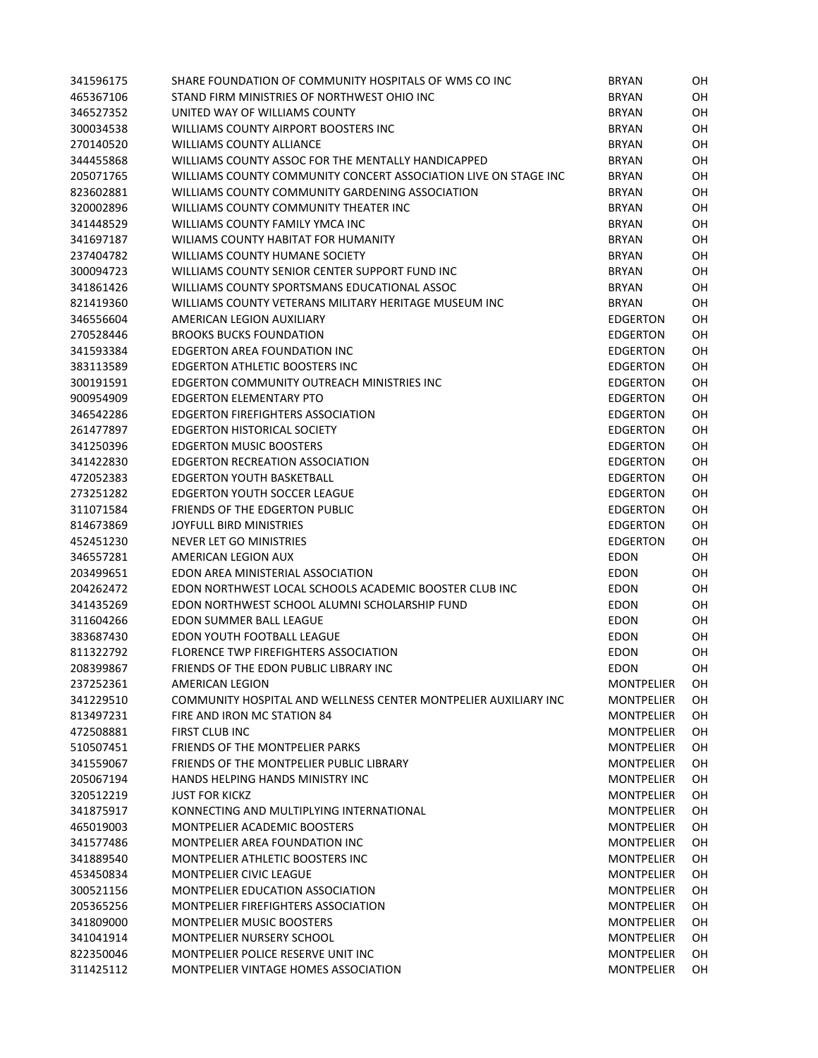| | | | |
|---|---|---|---|
| 341596175 | SHARE FOUNDATION OF COMMUNITY HOSPITALS OF WMS CO INC | BRYAN | OH |
| 465367106 | STAND FIRM MINISTRIES OF NORTHWEST OHIO INC | BRYAN | OH |
| 346527352 | UNITED WAY OF WILLIAMS COUNTY | BRYAN | OH |
| 300034538 | WILLIAMS COUNTY AIRPORT BOOSTERS INC | BRYAN | OH |
| 270140520 | WILLIAMS COUNTY ALLIANCE | BRYAN | OH |
| 344455868 | WILLIAMS COUNTY ASSOC FOR THE MENTALLY HANDICAPPED | BRYAN | OH |
| 205071765 | WILLIAMS COUNTY COMMUNITY CONCERT ASSOCIATION LIVE ON STAGE INC | BRYAN | OH |
| 823602881 | WILLIAMS COUNTY COMMUNITY GARDENING ASSOCIATION | BRYAN | OH |
| 320002896 | WILLIAMS COUNTY COMMUNITY THEATER INC | BRYAN | OH |
| 341448529 | WILLIAMS COUNTY FAMILY YMCA INC | BRYAN | OH |
| 341697187 | WILIAMS COUNTY HABITAT FOR HUMANITY | BRYAN | OH |
| 237404782 | WILLIAMS COUNTY HUMANE SOCIETY | BRYAN | OH |
| 300094723 | WILLIAMS COUNTY SENIOR CENTER SUPPORT FUND INC | BRYAN | OH |
| 341861426 | WILLIAMS COUNTY SPORTSMANS EDUCATIONAL ASSOC | BRYAN | OH |
| 821419360 | WILLIAMS COUNTY VETERANS MILITARY HERITAGE MUSEUM INC | BRYAN | OH |
| 346556604 | AMERICAN LEGION AUXILIARY | EDGERTON | OH |
| 270528446 | BROOKS BUCKS FOUNDATION | EDGERTON | OH |
| 341593384 | EDGERTON AREA FOUNDATION INC | EDGERTON | OH |
| 383113589 | EDGERTON ATHLETIC BOOSTERS INC | EDGERTON | OH |
| 300191591 | EDGERTON COMMUNITY OUTREACH MINISTRIES INC | EDGERTON | OH |
| 900954909 | EDGERTON ELEMENTARY PTO | EDGERTON | OH |
| 346542286 | EDGERTON FIREFIGHTERS ASSOCIATION | EDGERTON | OH |
| 261477897 | EDGERTON HISTORICAL SOCIETY | EDGERTON | OH |
| 341250396 | EDGERTON MUSIC BOOSTERS | EDGERTON | OH |
| 341422830 | EDGERTON RECREATION ASSOCIATION | EDGERTON | OH |
| 472052383 | EDGERTON YOUTH BASKETBALL | EDGERTON | OH |
| 273251282 | EDGERTON YOUTH SOCCER LEAGUE | EDGERTON | OH |
| 311071584 | FRIENDS OF THE EDGERTON PUBLIC | EDGERTON | OH |
| 814673869 | JOYFULL BIRD MINISTRIES | EDGERTON | OH |
| 452451230 | NEVER LET GO MINISTRIES | EDGERTON | OH |
| 346557281 | AMERICAN LEGION AUX | EDON | OH |
| 203499651 | EDON AREA MINISTERIAL ASSOCIATION | EDON | OH |
| 204262472 | EDON NORTHWEST LOCAL SCHOOLS ACADEMIC BOOSTER CLUB INC | EDON | OH |
| 341435269 | EDON NORTHWEST SCHOOL ALUMNI SCHOLARSHIP FUND | EDON | OH |
| 311604266 | EDON SUMMER BALL LEAGUE | EDON | OH |
| 383687430 | EDON YOUTH FOOTBALL LEAGUE | EDON | OH |
| 811322792 | FLORENCE TWP FIREFIGHTERS ASSOCIATION | EDON | OH |
| 208399867 | FRIENDS OF THE EDON PUBLIC LIBRARY INC | EDON | OH |
| 237252361 | AMERICAN LEGION | MONTPELIER | OH |
| 341229510 | COMMUNITY HOSPITAL AND WELLNESS CENTER MONTPELIER AUXILIARY INC | MONTPELIER | OH |
| 813497231 | FIRE AND IRON MC STATION 84 | MONTPELIER | OH |
| 472508881 | FIRST CLUB INC | MONTPELIER | OH |
| 510507451 | FRIENDS OF THE MONTPELIER PARKS | MONTPELIER | OH |
| 341559067 | FRIENDS OF THE MONTPELIER PUBLIC LIBRARY | MONTPELIER | OH |
| 205067194 | HANDS HELPING HANDS MINISTRY INC | MONTPELIER | OH |
| 320512219 | JUST FOR KICKZ | MONTPELIER | OH |
| 341875917 | KONNECTING AND MULTIPLYING INTERNATIONAL | MONTPELIER | OH |
| 465019003 | MONTPELIER ACADEMIC BOOSTERS | MONTPELIER | OH |
| 341577486 | MONTPELIER AREA FOUNDATION INC | MONTPELIER | OH |
| 341889540 | MONTPELIER ATHLETIC BOOSTERS INC | MONTPELIER | OH |
| 453450834 | MONTPELIER CIVIC LEAGUE | MONTPELIER | OH |
| 300521156 | MONTPELIER EDUCATION ASSOCIATION | MONTPELIER | OH |
| 205365256 | MONTPELIER FIREFIGHTERS ASSOCIATION | MONTPELIER | OH |
| 341809000 | MONTPELIER MUSIC BOOSTERS | MONTPELIER | OH |
| 341041914 | MONTPELIER NURSERY SCHOOL | MONTPELIER | OH |
| 822350046 | MONTPELIER POLICE RESERVE UNIT INC | MONTPELIER | OH |
| 311425112 | MONTPELIER VINTAGE HOMES ASSOCIATION | MONTPELIER | OH |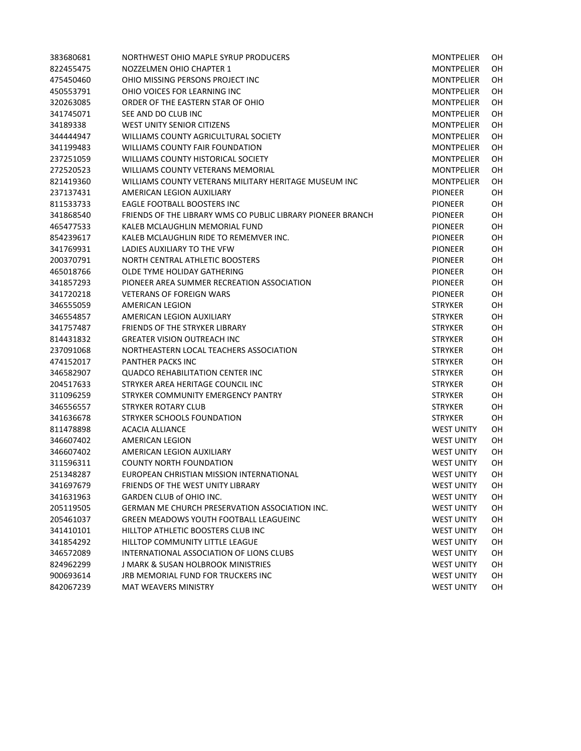| | | | |
|---|---|---|---|
| 383680681 | NORTHWEST OHIO MAPLE SYRUP PRODUCERS | MONTPELIER | OH |
| 822455475 | NOZZELMEN OHIO CHAPTER 1 | MONTPELIER | OH |
| 475450460 | OHIO MISSING PERSONS PROJECT INC | MONTPELIER | OH |
| 450553791 | OHIO VOICES FOR LEARNING INC | MONTPELIER | OH |
| 320263085 | ORDER OF THE EASTERN STAR OF OHIO | MONTPELIER | OH |
| 341745071 | SEE AND DO CLUB INC | MONTPELIER | OH |
| 34189338 | WEST UNITY SENIOR CITIZENS | MONTPELIER | OH |
| 344444947 | WILLIAMS COUNTY AGRICULTURAL SOCIETY | MONTPELIER | OH |
| 341199483 | WILLIAMS COUNTY FAIR FOUNDATION | MONTPELIER | OH |
| 237251059 | WILLIAMS COUNTY HISTORICAL SOCIETY | MONTPELIER | OH |
| 272520523 | WILLIAMS COUNTY VETERANS MEMORIAL | MONTPELIER | OH |
| 821419360 | WILLIAMS COUNTY VETERANS MILITARY HERITAGE MUSEUM INC | MONTPELIER | OH |
| 237137431 | AMERICAN LEGION AUXILIARY | PIONEER | OH |
| 811533733 | EAGLE FOOTBALL BOOSTERS INC | PIONEER | OH |
| 341868540 | FRIENDS OF THE LIBRARY WMS CO PUBLIC LIBRARY PIONEER BRANCH | PIONEER | OH |
| 465477533 | KALEB MCLAUGHLIN MEMORIAL FUND | PIONEER | OH |
| 854239617 | KALEB MCLAUGHLIN RIDE TO REMEMVER INC. | PIONEER | OH |
| 341769931 | LADIES AUXILIARY TO THE VFW | PIONEER | OH |
| 200370791 | NORTH CENTRAL ATHLETIC BOOSTERS | PIONEER | OH |
| 465018766 | OLDE TYME HOLIDAY GATHERING | PIONEER | OH |
| 341857293 | PIONEER AREA SUMMER RECREATION ASSOCIATION | PIONEER | OH |
| 341720218 | VETERANS OF FOREIGN WARS | PIONEER | OH |
| 346555059 | AMERICAN LEGION | STRYKER | OH |
| 346554857 | AMERICAN LEGION AUXILIARY | STRYKER | OH |
| 341757487 | FRIENDS OF THE STRYKER LIBRARY | STRYKER | OH |
| 814431832 | GREATER VISION OUTREACH INC | STRYKER | OH |
| 237091068 | NORTHEASTERN LOCAL TEACHERS ASSOCIATION | STRYKER | OH |
| 474152017 | PANTHER PACKS INC | STRYKER | OH |
| 346582907 | QUADCO REHABILITATION CENTER INC | STRYKER | OH |
| 204517633 | STRYKER AREA HERITAGE COUNCIL INC | STRYKER | OH |
| 311096259 | STRYKER COMMUNITY EMERGENCY PANTRY | STRYKER | OH |
| 346556557 | STRYKER ROTARY CLUB | STRYKER | OH |
| 341636678 | STRYKER SCHOOLS FOUNDATION | STRYKER | OH |
| 811478898 | ACACIA ALLIANCE | WEST UNITY | OH |
| 346607402 | AMERICAN LEGION | WEST UNITY | OH |
| 346607402 | AMERICAN LEGION AUXILIARY | WEST UNITY | OH |
| 311596311 | COUNTY NORTH FOUNDATION | WEST UNITY | OH |
| 251348287 | EUROPEAN CHRISTIAN MISSION INTERNATIONAL | WEST UNITY | OH |
| 341697679 | FRIENDS OF THE WEST UNITY LIBRARY | WEST UNITY | OH |
| 341631963 | GARDEN CLUB of OHIO INC. | WEST UNITY | OH |
| 205119505 | GERMAN ME CHURCH PRESERVATION ASSOCIATION INC. | WEST UNITY | OH |
| 205461037 | GREEN MEADOWS YOUTH FOOTBALL LEAGUEINC | WEST UNITY | OH |
| 341410101 | HILLTOP ATHLETIC BOOSTERS CLUB INC | WEST UNITY | OH |
| 341854292 | HILLTOP COMMUNITY LITTLE LEAGUE | WEST UNITY | OH |
| 346572089 | INTERNATIONAL ASSOCIATION OF LIONS CLUBS | WEST UNITY | OH |
| 824962299 | J MARK & SUSAN HOLBROOK MINISTRIES | WEST UNITY | OH |
| 900693614 | JRB MEMORIAL FUND FOR TRUCKERS INC | WEST UNITY | OH |
| 842067239 | MAT WEAVERS MINISTRY | WEST UNITY | OH |